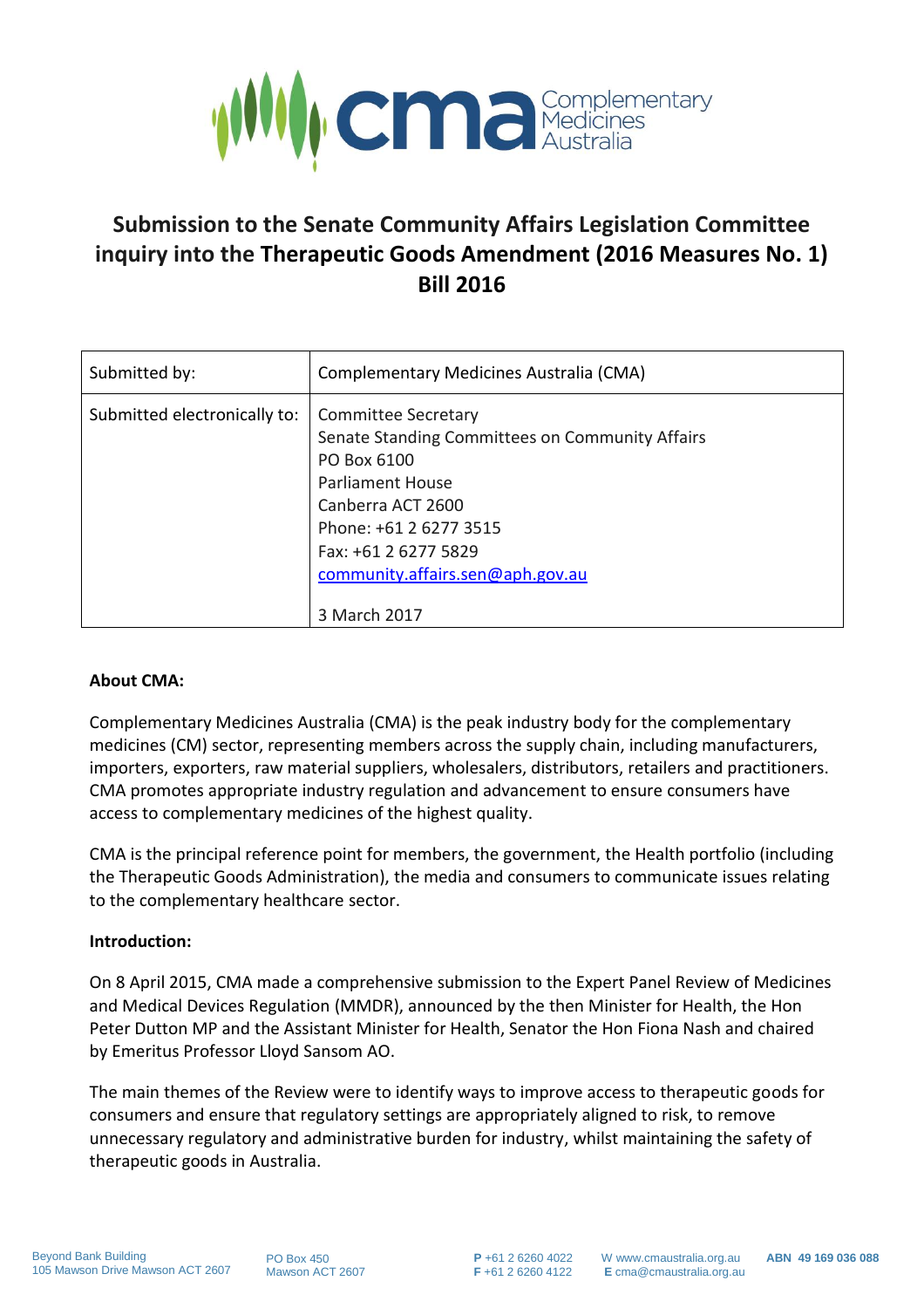# Submission to the Senate Community Affairs Legislation Committee inquiry into the Therapeutic Goods Amendment (2016 Measures No. 1) Bill 2016

| Submitted by: | Complementary Medicines Australia (CMA) |
|---|---|
| Submitted electronically to: | Committee Secretary<br>Senate Standing Committees on Community Affairs<br>PO Box 6100<br>Parliament House<br>Canberra ACT 2600<br>Phone: +61 2 6277 3515<br>Fax: +61 2 6277 5829<br>community.affairs.sen@aph.gov.au<br><br>3 March 2017 |

**About CMA:**

Complementary Medicines Australia (CMA) is the peak industry body for the complementary medicines (CM) sector, representing members across the supply chain, including manufacturers, importers, exporters, raw material suppliers, wholesalers, distributors, retailers and practitioners. CMA promotes appropriate industry regulation and advancement to ensure consumers have access to complementary medicines of the highest quality.

CMA is the principal reference point for members, the government, the Health portfolio (including the Therapeutic Goods Administration), the media and consumers to communicate issues relating to the complementary healthcare sector.

**Introduction:**

On 8 April 2015, CMA made a comprehensive submission to the Expert Panel Review of Medicines and Medical Devices Regulation (MMDR), announced by the then Minister for Health, the Hon Peter Dutton MP and the Assistant Minister for Health, Senator the Hon Fiona Nash and chaired by Emeritus Professor Lloyd Sansom AO.

The main themes of the Review were to identify ways to improve access to therapeutic goods for consumers and ensure that regulatory settings are appropriately aligned to risk, to remove unnecessary regulatory and administrative burden for industry, whilst maintaining the safety of therapeutic goods in Australia.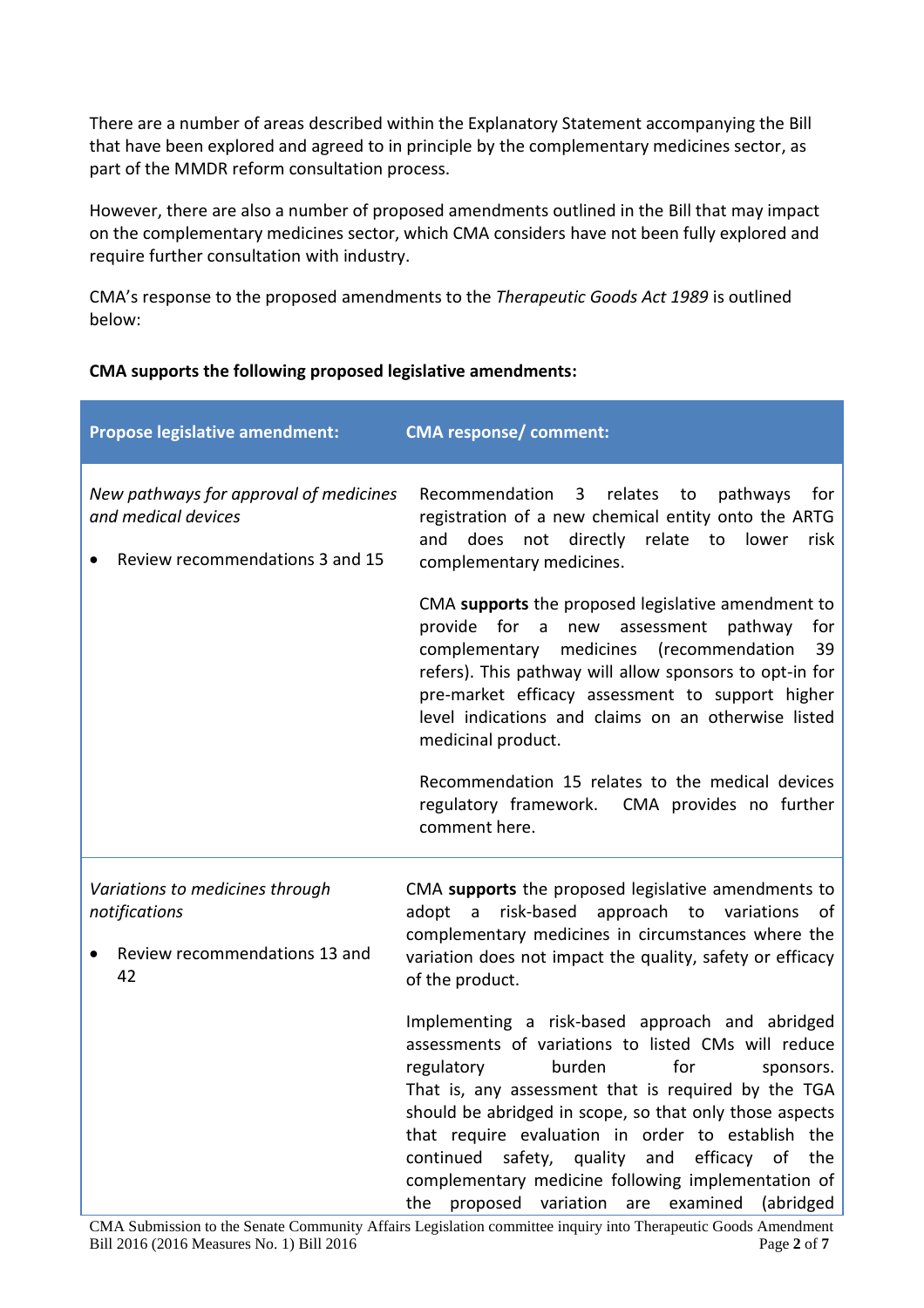There are a number of areas described within the Explanatory Statement accompanying the Bill that have been explored and agreed to in principle by the complementary medicines sector, as part of the MMDR reform consultation process.

However, there are also a number of proposed amendments outlined in the Bill that may impact on the complementary medicines sector, which CMA considers have not been fully explored and require further consultation with industry.

CMA's response to the proposed amendments to the *Therapeutic Goods Act 1989* is outlined below:

**CMA supports the following proposed legislative amendments:**

| Propose legislative amendment: | CMA response/ comment: |
| --- | --- |
| *New pathways for approval of medicines and medical devices*<br><br>• Review recommendations 3 and 15 | Recommendation 3 relates to pathways for registration of a new chemical entity onto the ARTG and does not directly relate to lower risk complementary medicines.<br><br>CMA **supports** the proposed legislative amendment to provide for a new assessment pathway for complementary medicines (recommendation 39 refers). This pathway will allow sponsors to opt-in for pre-market efficacy assessment to support higher level indications and claims on an otherwise listed medicinal product.<br><br>Recommendation 15 relates to the medical devices regulatory framework. CMA provides no further comment here. |
| *Variations to medicines through notifications*<br><br>• Review recommendations 13 and 42 | CMA **supports** the proposed legislative amendments to adopt a risk-based approach to variations of complementary medicines in circumstances where the variation does not impact the quality, safety or efficacy of the product.<br><br>Implementing a risk-based approach and abridged assessments of variations to listed CMs will reduce regulatory burden for sponsors. That is, any assessment that is required by the TGA should be abridged in scope, so that only those aspects that require evaluation in order to establish the continued safety, quality and efficacy of the complementary medicine following implementation of the proposed variation are examined (abridged |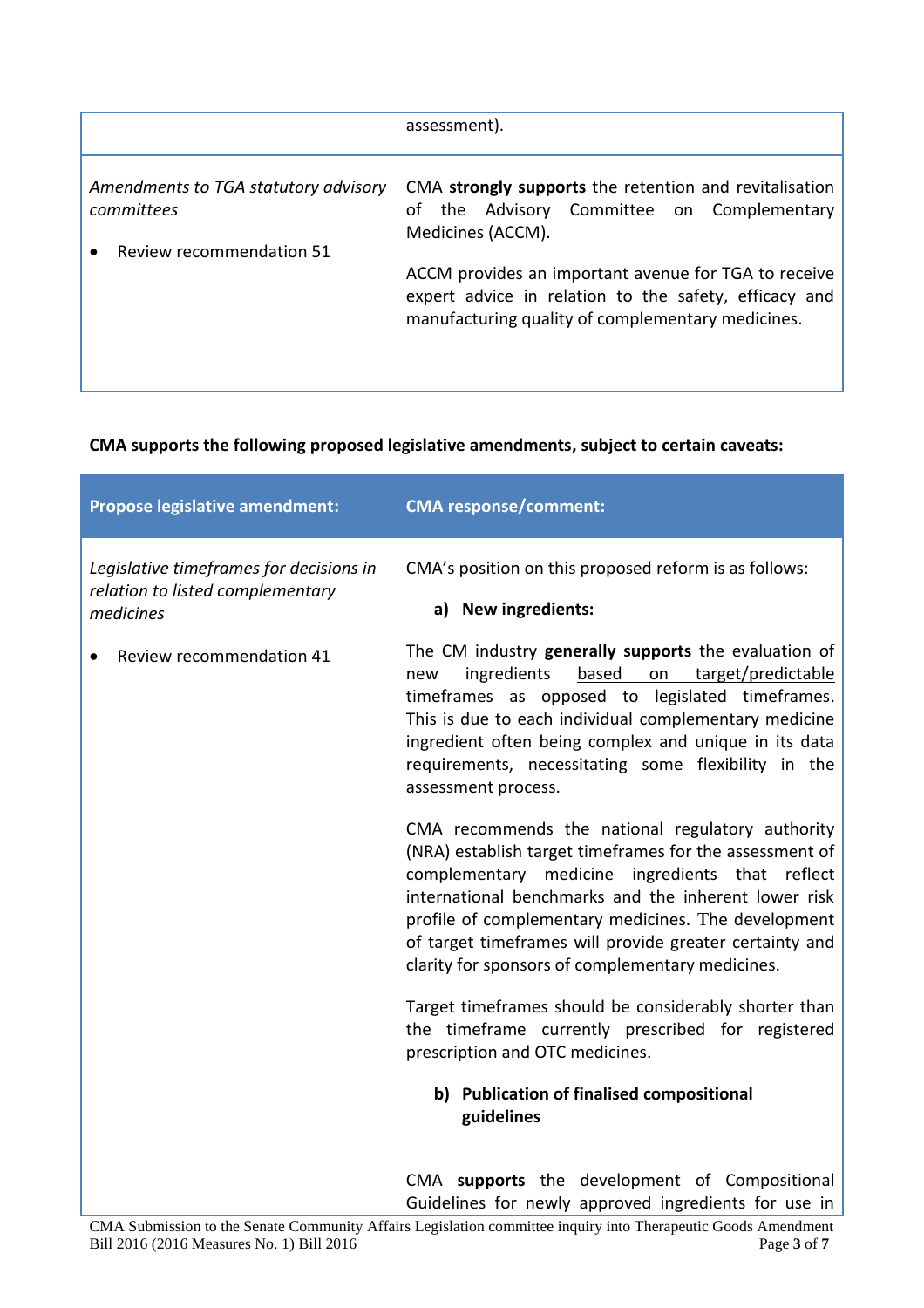| | |
|---|---|
| | assessment). |
| *Amendments to TGA statutory advisory committees*<br><br>• Review recommendation 51 | CMA **strongly supports** the retention and revitalisation of the Advisory Committee on Complementary Medicines (ACCM).<br><br>ACCM provides an important avenue for TGA to receive expert advice in relation to the safety, efficacy and manufacturing quality of complementary medicines. |

**CMA supports the following proposed legislative amendments, subject to certain caveats:**

| Propose legislative amendment: | CMA response/comment: |
|---|---|
| *Legislative timeframes for decisions in relation to listed complementary medicines*<br><br>• Review recommendation 41 | CMA's position on this proposed reform is as follows:<br><br>**a) New ingredients:**<br><br>The CM industry **generally supports** the evaluation of new ingredients <u>based on target/predictable timeframes as opposed to legislated timeframes</u>. This is due to each individual complementary medicine ingredient often being complex and unique in its data requirements, necessitating some flexibility in the assessment process.<br><br>CMA recommends the national regulatory authority (NRA) establish target timeframes for the assessment of complementary medicine ingredients that reflect international benchmarks and the inherent lower risk profile of complementary medicines. The development of target timeframes will provide greater certainty and clarity for sponsors of complementary medicines.<br><br>Target timeframes should be considerably shorter than the timeframe currently prescribed for registered prescription and OTC medicines.<br><br>**b) Publication of finalised compositional guidelines**<br><br>CMA **supports** the development of Compositional Guidelines for newly approved ingredients for use in |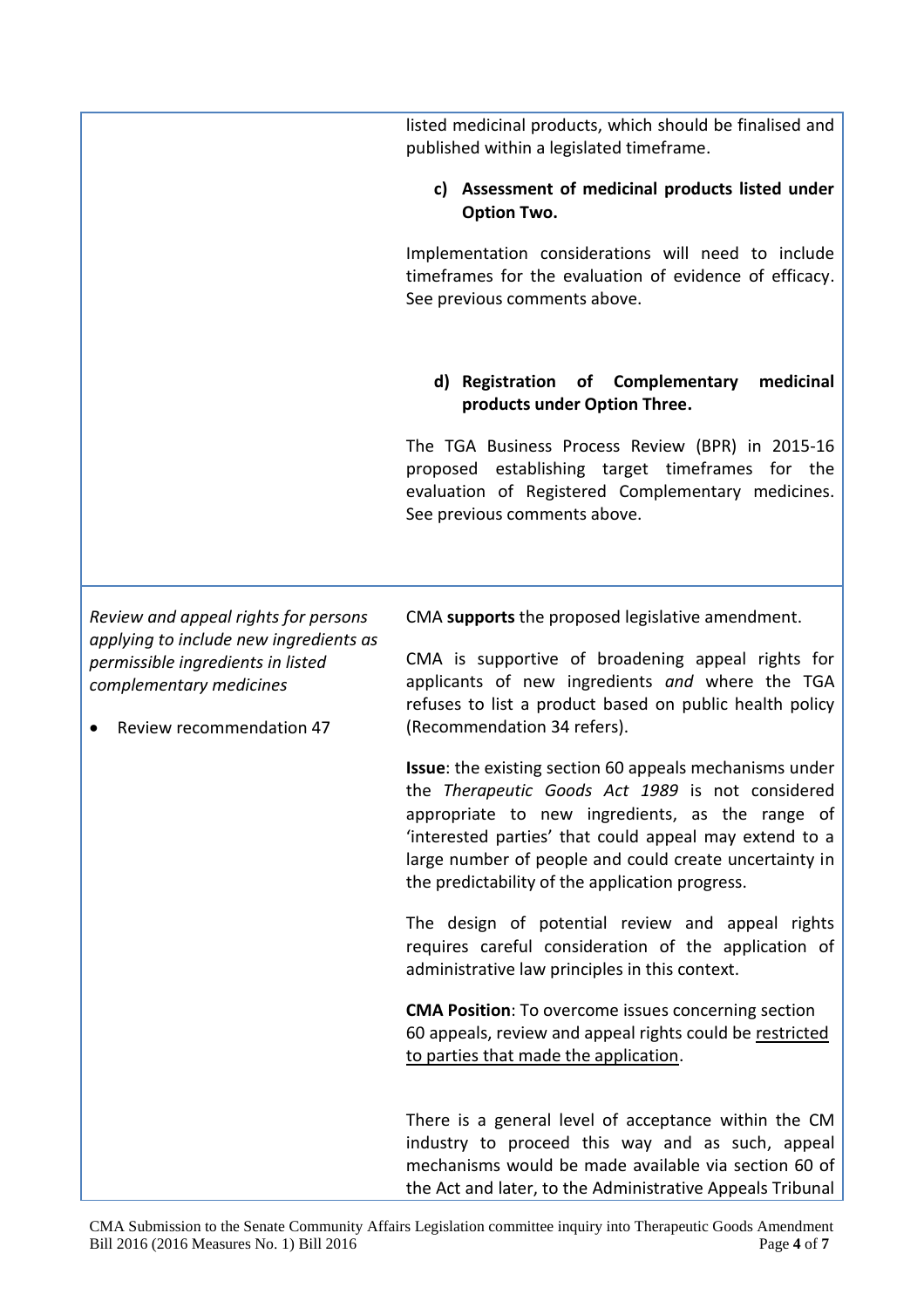| | |
|---|---|
| | listed medicinal products, which should be finalised and published within a legislated timeframe.<br><br>**c) Assessment of medicinal products listed under Option Two.**<br><br>Implementation considerations will need to include timeframes for the evaluation of evidence of efficacy. See previous comments above.<br><br>**d) Registration of Complementary medicinal products under Option Three.**<br><br>The TGA Business Process Review (BPR) in 2015-16 proposed establishing target timeframes for the evaluation of Registered Complementary medicines. See previous comments above. |
| *Review and appeal rights for persons applying to include new ingredients as permissible ingredients in listed complementary medicines*<br><br>• Review recommendation 47 | CMA **supports** the proposed legislative amendment.<br><br>CMA is supportive of broadening appeal rights for applicants of new ingredients *and* where the TGA refuses to list a product based on public health policy (Recommendation 34 refers).<br><br>**Issue**: the existing section 60 appeals mechanisms under the *Therapeutic Goods Act 1989* is not considered appropriate to new ingredients, as the range of 'interested parties' that could appeal may extend to a large number of people and could create uncertainty in the predictability of the application progress.<br><br>The design of potential review and appeal rights requires careful consideration of the application of administrative law principles in this context.<br><br>**CMA Position**: To overcome issues concerning section 60 appeals, review and appeal rights could be restricted to parties that made the application.<br><br>There is a general level of acceptance within the CM industry to proceed this way and as such, appeal mechanisms would be made available via section 60 of the Act and later, to the Administrative Appeals Tribunal |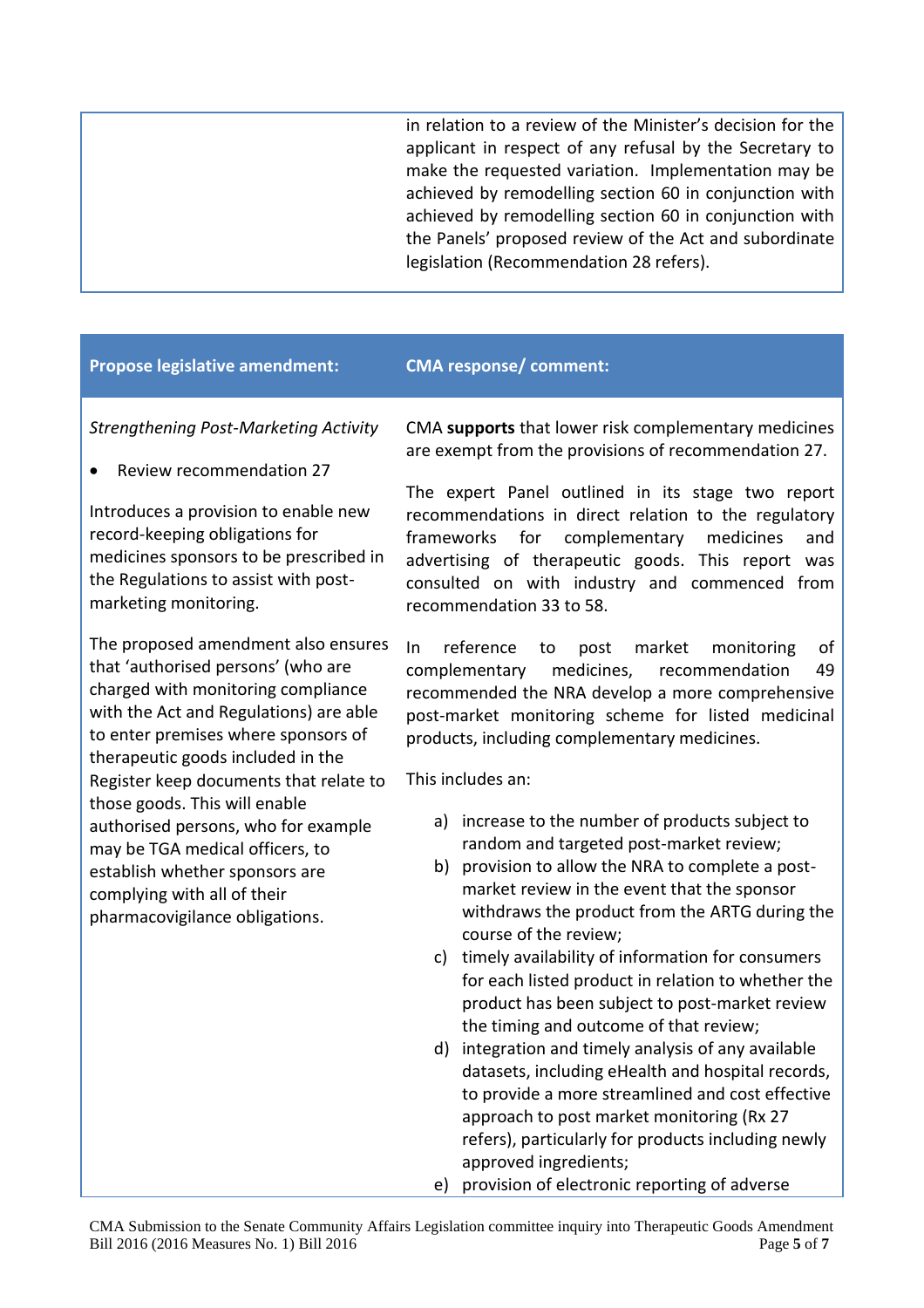| | |
|---|---|
| | in relation to a review of the Minister's decision for the applicant in respect of any refusal by the Secretary to make the requested variation. Implementation may be achieved by remodelling section 60 in conjunction with achieved by remodelling section 60 in conjunction with the Panels' proposed review of the Act and subordinate legislation (Recommendation 28 refers). |

| **Propose legislative amendment:** | **CMA response/ comment:** |
|---|---|
| *Strengthening Post-Marketing Activity*<br><br>• Review recommendation 27<br><br>Introduces a provision to enable new record-keeping obligations for medicines sponsors to be prescribed in the Regulations to assist with post-marketing monitoring.<br><br>The proposed amendment also ensures that 'authorised persons' (who are charged with monitoring compliance with the Act and Regulations) are able to enter premises where sponsors of therapeutic goods included in the Register keep documents that relate to those goods. This will enable authorised persons, who for example may be TGA medical officers, to establish whether sponsors are complying with all of their pharmacovigilance obligations. | CMA **supports** that lower risk complementary medicines are exempt from the provisions of recommendation 27.<br><br>The expert Panel outlined in its stage two report recommendations in direct relation to the regulatory frameworks for complementary medicines and advertising of therapeutic goods. This report was consulted on with industry and commenced from recommendation 33 to 58.<br><br>In reference to post market monitoring of complementary medicines, recommendation 49 recommended the NRA develop a more comprehensive post-market monitoring scheme for listed medicinal products, including complementary medicines.<br><br>This includes an:<br><br>a) increase to the number of products subject to random and targeted post-market review;<br>b) provision to allow the NRA to complete a post-market review in the event that the sponsor withdraws the product from the ARTG during the course of the review;<br>c) timely availability of information for consumers for each listed product in relation to whether the product has been subject to post-market review the timing and outcome of that review;<br>d) integration and timely analysis of any available datasets, including eHealth and hospital records, to provide a more streamlined and cost effective approach to post market monitoring (Rx 27 refers), particularly for products including newly approved ingredients;<br>e) provision of electronic reporting of adverse |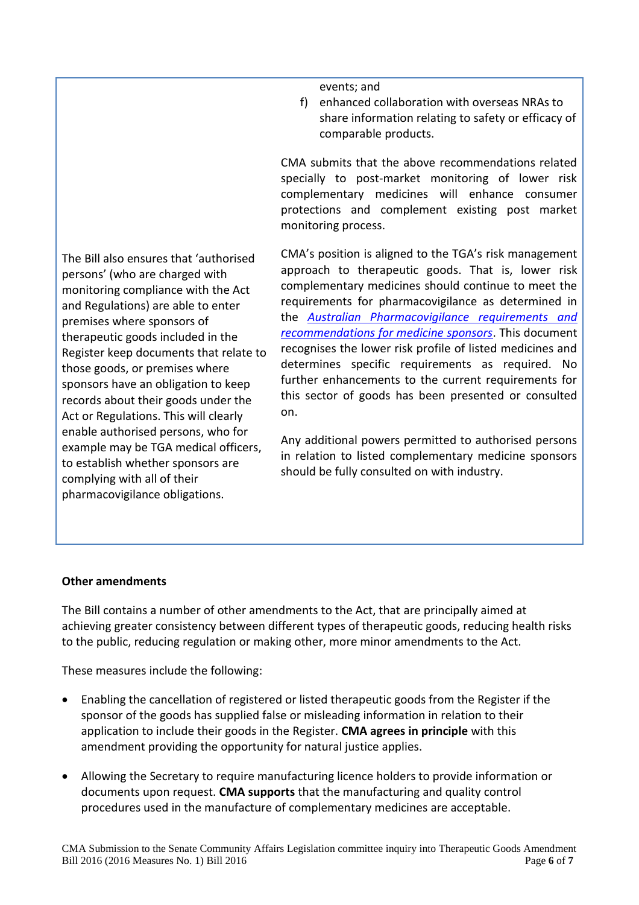| | |
|---|---|
| | events; and<br>f) enhanced collaboration with overseas NRAs to share information relating to safety or efficacy of comparable products.<br><br>CMA submits that the above recommendations related specially to post-market monitoring of lower risk complementary medicines will enhance consumer protections and complement existing post market monitoring process. |
| The Bill also ensures that 'authorised persons' (who are charged with monitoring compliance with the Act and Regulations) are able to enter premises where sponsors of therapeutic goods included in the Register keep documents that relate to those goods, or premises where sponsors have an obligation to keep records about their goods under the Act or Regulations. This will clearly enable authorised persons, who for example may be TGA medical officers, to establish whether sponsors are complying with all of their pharmacovigilance obligations. | CMA's position is aligned to the TGA's risk management approach to therapeutic goods. That is, lower risk complementary medicines should continue to meet the requirements for pharmacovigilance as determined in the *Australian Pharmacovigilance requirements and recommendations for medicine sponsors*. This document recognises the lower risk profile of listed medicines and determines specific requirements as required. No further enhancements to the current requirements for this sector of goods has been presented or consulted on.<br><br>Any additional powers permitted to authorised persons in relation to listed complementary medicine sponsors should be fully consulted on with industry. |

**Other amendments**

The Bill contains a number of other amendments to the Act, that are principally aimed at achieving greater consistency between different types of therapeutic goods, reducing health risks to the public, reducing regulation or making other, more minor amendments to the Act.

These measures include the following:

- Enabling the cancellation of registered or listed therapeutic goods from the Register if the sponsor of the goods has supplied false or misleading information in relation to their application to include their goods in the Register. **CMA agrees in principle** with this amendment providing the opportunity for natural justice applies.
- Allowing the Secretary to require manufacturing licence holders to provide information or documents upon request. **CMA supports** that the manufacturing and quality control procedures used in the manufacture of complementary medicines are acceptable.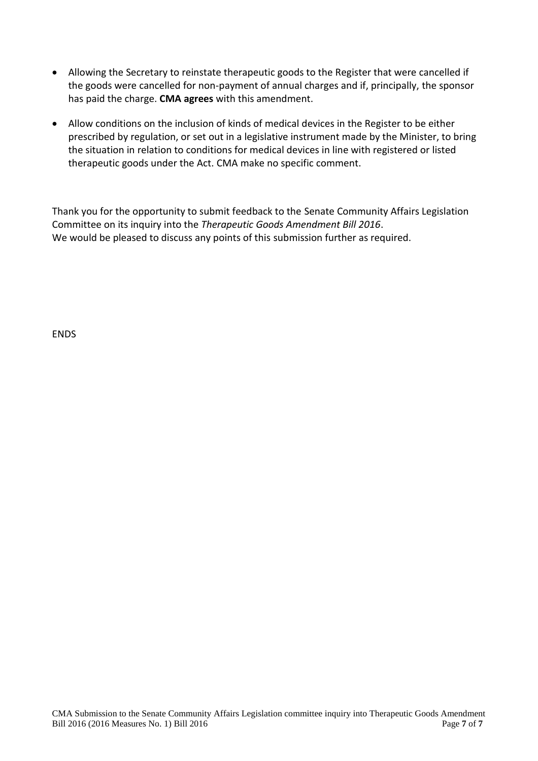- Allowing the Secretary to reinstate therapeutic goods to the Register that were cancelled if the goods were cancelled for non-payment of annual charges and if, principally, the sponsor has paid the charge. **CMA agrees** with this amendment.
- Allow conditions on the inclusion of kinds of medical devices in the Register to be either prescribed by regulation, or set out in a legislative instrument made by the Minister, to bring the situation in relation to conditions for medical devices in line with registered or listed therapeutic goods under the Act. CMA make no specific comment.

Thank you for the opportunity to submit feedback to the Senate Community Affairs Legislation Committee on its inquiry into the *Therapeutic Goods Amendment Bill 2016*.
We would be pleased to discuss any points of this submission further as required.

ENDS